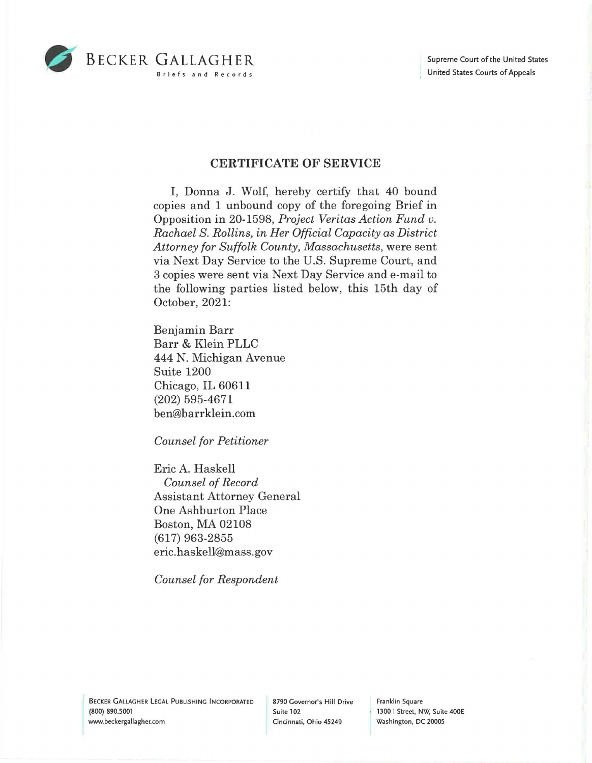# CERTIFICATE OF SERVICE

I, Donna J. Wolf, hereby certify that 40 bound copies and 1 unbound copy of the foregoing Brief in Opposition in 20-1598, *Project Veritas Action Fund v. Rachael S. Rollins, in Her Official Capacity as District Attorney for Suffolk County, Massachusetts*, were sent via Next Day Service to the U.S. Supreme Court, and 3 copies were sent via Next Day Service and e-mail to the following parties listed below, this 15th day of October, 2021:

Benjamin Barr
Barr & Klein PLLC
444 N. Michigan Avenue
Suite 1200
Chicago, IL 60611
(202) 595-4671
ben@barrklein.com

*Counsel for Petitioner*

Eric A. Haskell
*Counsel of Record*
Assistant Attorney General
One Ashburton Place
Boston, MA 02108
(617) 963-2855
eric.haskell@mass.gov

*Counsel for Respondent*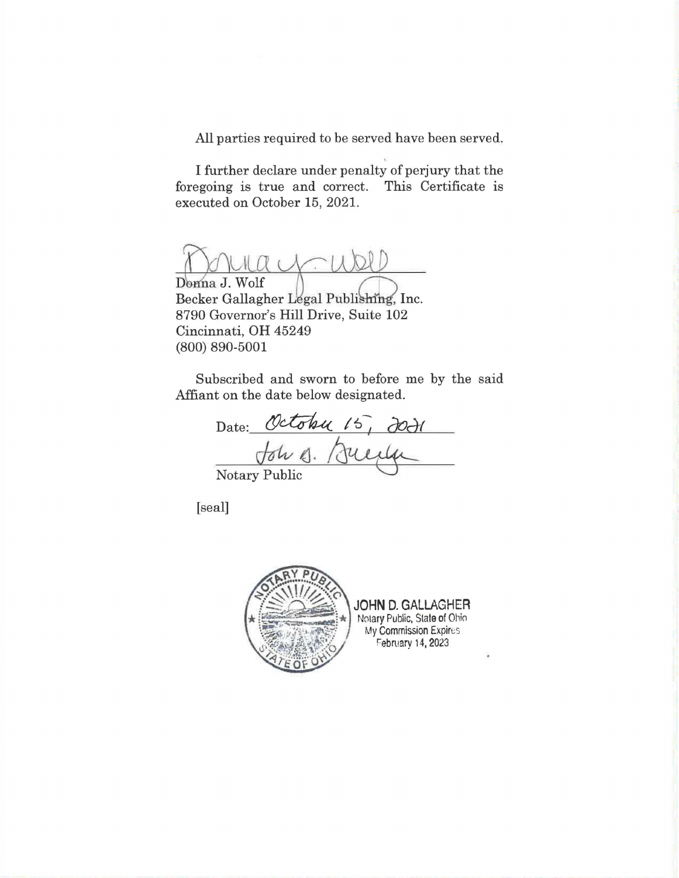All parties required to be served have been served.

I further declare under penalty of perjury that the foregoing is true and correct. This Certificate is executed on October 15, 2021.

Donna J. Wolf
Becker Gallagher Legal Publishing, Inc.
8790 Governor's Hill Drive, Suite 102
Cincinnati, OH 45249
(800) 890-5001

Subscribed and sworn to before me by the said Affiant on the date below designated.

Date: October 15, 2021

Notary Public

[seal]

NOTARY PUBLIC
STATE OF OHIO

**JOHN D. GALLAGHER**
Notary Public, State of Ohio
My Commission Expires
February 14, 2023